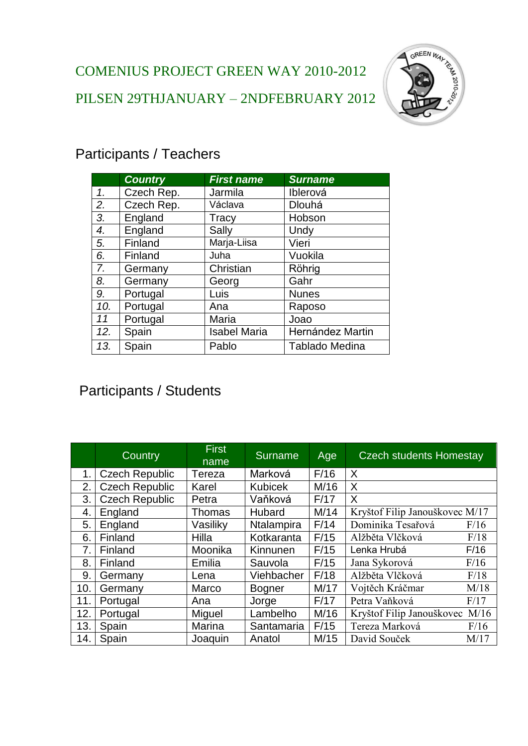COMENIUS PROJECT GREEN WAY 2010-2012

PILSEN 29THJANUARY – 2NDFEBRUARY 2012

## Participants / Teachers

| | *Country* | *First name* | *Surname* |
|---|---|---|---|
| 1. | Czech Rep. | Jarmila | Iblerová |
| 2. | Czech Rep. | Václava | Dlouhá |
| 3. | England | Tracy | Hobson |
| 4. | England | Sally | Undy |
| 5. | Finland | Marja-Liisa | Vieri |
| 6. | Finland | Juha | Vuokila |
| 7. | Germany | Christian | Röhrig |
| 8. | Germany | Georg | Gahr |
| 9. | Portugal | Luis | Nunes |
| 10. | Portugal | Ana | Raposo |
| 11 | Portugal | Maria | Joao |
| 12. | Spain | Isabel Maria | Hernández Martin |
| 13. | Spain | Pablo | Tablado Medina |

## Participants / Students

| | Country | First name | Surname | Age | Czech students Homestay |
|---|---|---|---|---|---|
| 1. | Czech Republic | Tereza | Marková | F/16 | X |
| 2. | Czech Republic | Karel | Kubicek | M/16 | X |
| 3. | Czech Republic | Petra | Vaňková | F/17 | X |
| 4. | England | Thomas | Hubard | M/14 | Kryštof Filip Janouškovec M/17 |
| 5. | England | Vasiliky | Ntalampira | F/14 | Dominika Tesařová F/16 |
| 6. | Finland | Hilla | Kotkaranta | F/15 | Alžběta Vlčková F/18 |
| 7. | Finland | Moonika | Kinnunen | F/15 | Lenka Hrubá F/16 |
| 8. | Finland | Emilia | Sauvola | F/15 | Jana Sykorová F/16 |
| 9. | Germany | Lena | Viehbacher | F/18 | Alžběta Vlčková F/18 |
| 10. | Germany | Marco | Bogner | M/17 | Vojtěch Kráčmar M/18 |
| 11. | Portugal | Ana | Jorge | F/17 | Petra Vaňková F/17 |
| 12. | Portugal | Miguel | Lambelho | M/16 | Kryštof Filip Janouškovec M/16 |
| 13. | Spain | Marina | Santamaria | F/15 | Tereza Marková F/16 |
| 14. | Spain | Joaquin | Anatol | M/15 | David Souček M/17 |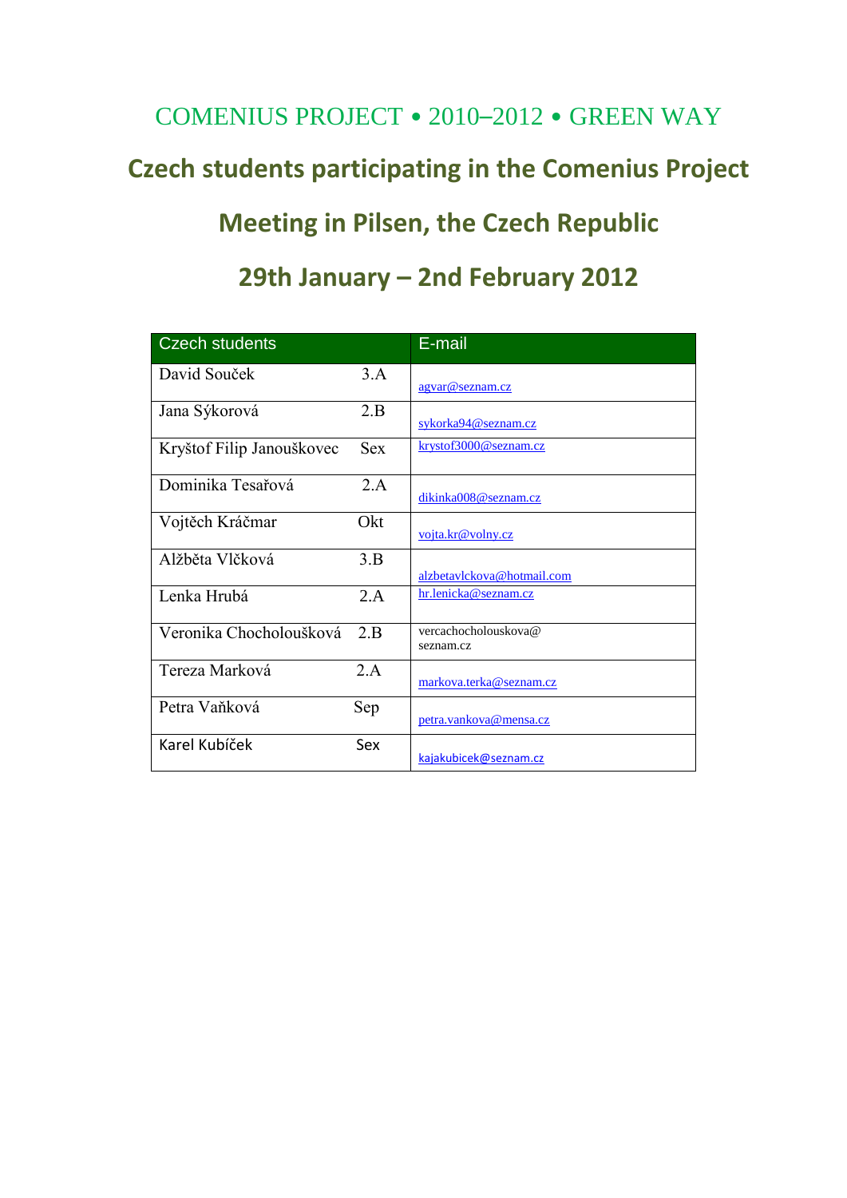COMENIUS PROJECT • 2010–2012 • GREEN WAY

# Czech students participating in the Comenius Project

## Meeting in Pilsen, the Czech Republic

## 29th January – 2nd February 2012

| Czech students | | E-mail |
|---|---|---|
| David Souček | 3.A | agvar@seznam.cz |
| Jana Sýkorová | 2.B | sykorka94@seznam.cz |
| Kryštof Filip Janouškovec | Sex | krystof3000@seznam.cz |
| Dominika Tesařová | 2.A | dikinka008@seznam.cz |
| Vojtěch Kráčmar | Okt | vojta.kr@volny.cz |
| Alžběta Vlčková | 3.B | alzbetavlckova@hotmail.com |
| Lenka Hrubá | 2.A | hr.lenicka@seznam.cz |
| Veronika Chocholoušková | 2.B | vercachocholouskova@ seznam.cz |
| Tereza Marková | 2.A | markova.terka@seznam.cz |
| Petra Vaňková | Sep | petra.vankova@mensa.cz |
| Karel Kubíček | Sex | kajakubicek@seznam.cz |